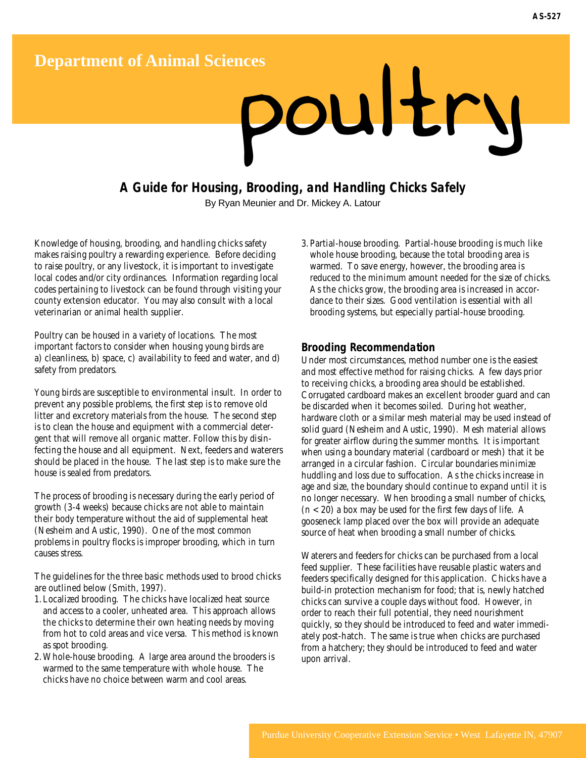Department of Animal Sciences

# poultry

## A Guide for Housing, Brooding, and Handling Chicks Safely

By Ryan Meunier and Dr. Mickey A. Latour

Knowledge of housing, brooding, and handling chicks safety makes raising poultry a rewarding experience. Before deciding to raise poultry, or any livestock, it is important to investigate local codes and/or city ordinances. Information regarding local codes pertaining to livestock can be found through visiting your county extension educator. You may also consult with a local veterinarian or animal health supplier.

Poultry can be housed in a variety of locations. The most important factors to consider when housing young birds are a) cleanliness, b) space, c) availability to feed and water, and d) safety from predators.

Young birds are susceptible to environmental insult. In order to prevent any possible problems, the first step is to remove old litter and excretory materials from the house. The second step is to clean the house and equipment with a commercial detergent that will remove all organic matter. Follow this by disinfecting the house and all equipment. Next, feeders and waterers should be placed in the house. The last step is to make sure the house is sealed from predators.

The process of brooding is necessary during the early period of growth (3-4 weeks) because chicks are not able to maintain their body temperature without the aid of supplemental heat (Nesheim and Austic, 1990). One of the most common problems in poultry flocks is improper brooding, which in turn causes stress.

The guidelines for the three basic methods used to brood chicks are outlined below (Smith, 1997).

1. Localized brooding. The chicks have localized heat source and access to a cooler, unheated area. This approach allows the chicks to determine their own heating needs by moving from hot to cold areas and vice versa. This method is known as spot brooding.
2. Whole-house brooding. A large area around the brooders is warmed to the same temperature with whole house. The chicks have no choice between warm and cool areas.
3. Partial-house brooding. Partial-house brooding is much like whole house brooding, because the total brooding area is warmed. To save energy, however, the brooding area is reduced to the minimum amount needed for the size of chicks. As the chicks grow, the brooding area is increased in accordance to their sizes. Good ventilation is essential with all brooding systems, but especially partial-house brooding.

### Brooding Recommendation

Under most circumstances, method number one is the easiest and most effective method for raising chicks. A few days prior to receiving chicks, a brooding area should be established. Corrugated cardboard makes an excellent brooder guard and can be discarded when it becomes soiled. During hot weather, hardware cloth or a similar mesh material may be used instead of solid guard (Nesheim and Austic, 1990). Mesh material allows for greater airflow during the summer months. It is important when using a boundary material (cardboard or mesh) that it be arranged in a circular fashion. Circular boundaries minimize huddling and loss due to suffocation. As the chicks increase in age and size, the boundary should continue to expand until it is no longer necessary. When brooding a small number of chicks, ($n < 20$) a box may be used for the first few days of life. A gooseneck lamp placed over the box will provide an adequate source of heat when brooding a small number of chicks.

Waterers and feeders for chicks can be purchased from a local feed supplier. These facilities have reusable plastic waters and feeders specifically designed for this application. Chicks have a build-in protection mechanism for food; that is, newly hatched chicks can survive a couple days without food. However, in order to reach their full potential, they need nourishment quickly, so they should be introduced to feed and water immediately post-hatch. The same is true when chicks are purchased from a hatchery; they should be introduced to feed and water upon arrival.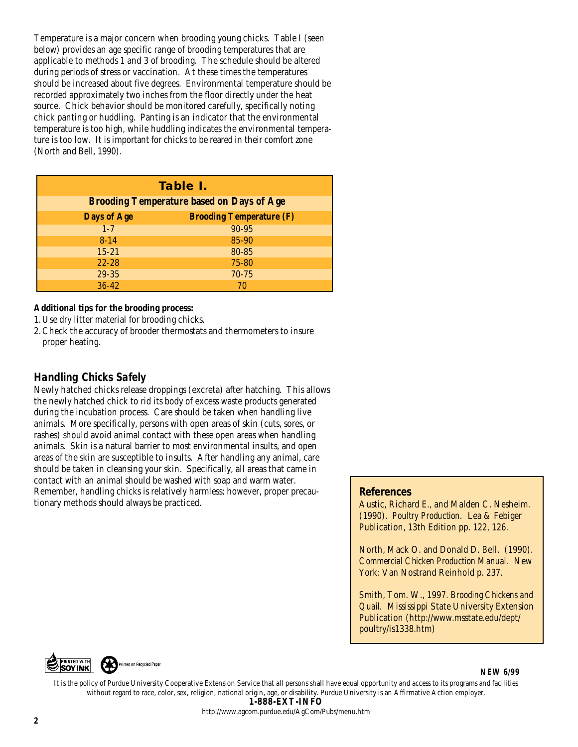Temperature is a major concern when brooding young chicks. Table I (seen below) provides an age specific range of brooding temperatures that are applicable to methods 1 and 3 of brooding. The schedule should be altered during periods of stress or vaccination. At these times the temperatures should be increased about five degrees. Environmental temperature should be recorded approximately two inches from the floor directly under the heat source. Chick behavior should be monitored carefully, specifically noting chick panting or huddling. Panting is an indicator that the environmental temperature is too high, while huddling indicates the environmental temperature is too low. It is important for chicks to be reared in their comfort zone (North and Bell, 1990).

**Table I.**

**Brooding Temperature based on Days of Age**

| Days of Age | Brooding Temperature (F) |
|---|---|
| 1-7 | 90-95 |
| 8-14 | 85-90 |
| 15-21 | 80-85 |
| 22-28 | 75-80 |
| 29-35 | 70-75 |
| 36-42 | 70 |

**Additional tips for the brooding process:**

1. Use dry litter material for brooding chicks.
2. Check the accuracy of brooder thermostats and thermometers to insure proper heating.

## *Handling Chicks Safely*

Newly hatched chicks release droppings (excreta) after hatching. This allows the newly hatched chick to rid its body of excess waste products generated during the incubation process. Care should be taken when handling live animals. More specifically, persons with open areas of skin (cuts, sores, or rashes) should avoid animal contact with these open areas when handling animals. Skin is a natural barrier to most environmental insults, and open areas of the skin are susceptible to insults. After handling any animal, care should be taken in cleansing your skin. Specifically, all areas that came in contact with an animal should be washed with soap and warm water. Remember, handling chicks is relatively harmless; however, proper precautionary methods should always be practiced.

### References

Austic, Richard E., and Malden C. Nesheim. (1990). *Poultry Production.* Lea & Febiger Publication, 13th Edition pp. 122, 126.

North, Mack O. and Donald D. Bell. (1990). *Commercial Chicken Production Manual.* New York: Van Nostrand Reinhold p. 237.

Smith, Tom. W., 1997. *Brooding Chickens and Quail.* Mississippi State University Extension Publication (http://www.msstate.edu/dept/poultry/is1338.htm)

Printed with Soy Ink. Printed on Recycled Paper

**NEW 6/99**

*It is the policy of Purdue University Cooperative Extension Service that all persons shall have equal opportunity and access to its programs and facilities without regard to race, color, sex, religion, national origin, age, or disability. Purdue University is an Affirmative Action employer.*

**1-888-EXT-INFO**

http://www.agcom.purdue.edu/AgCom/Pubs/menu.htm